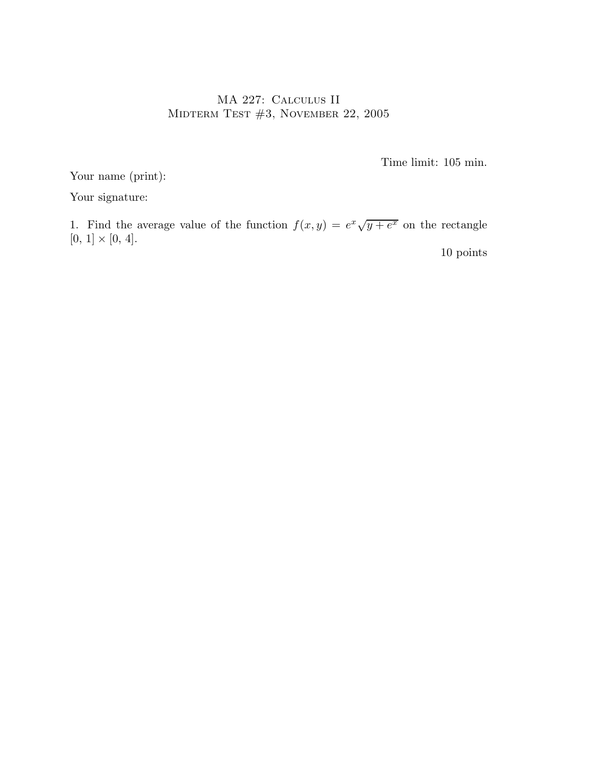# MA 227: Calculus II
## Midterm Test #3, November 22, 2005

Time limit: 105 min.

Your name (print):

Your signature:

1. Find the average value of the function $f(x, y) = e^x \sqrt{y + e^x}$ on the rectangle $[0, 1] \times [0, 4]$.

10 points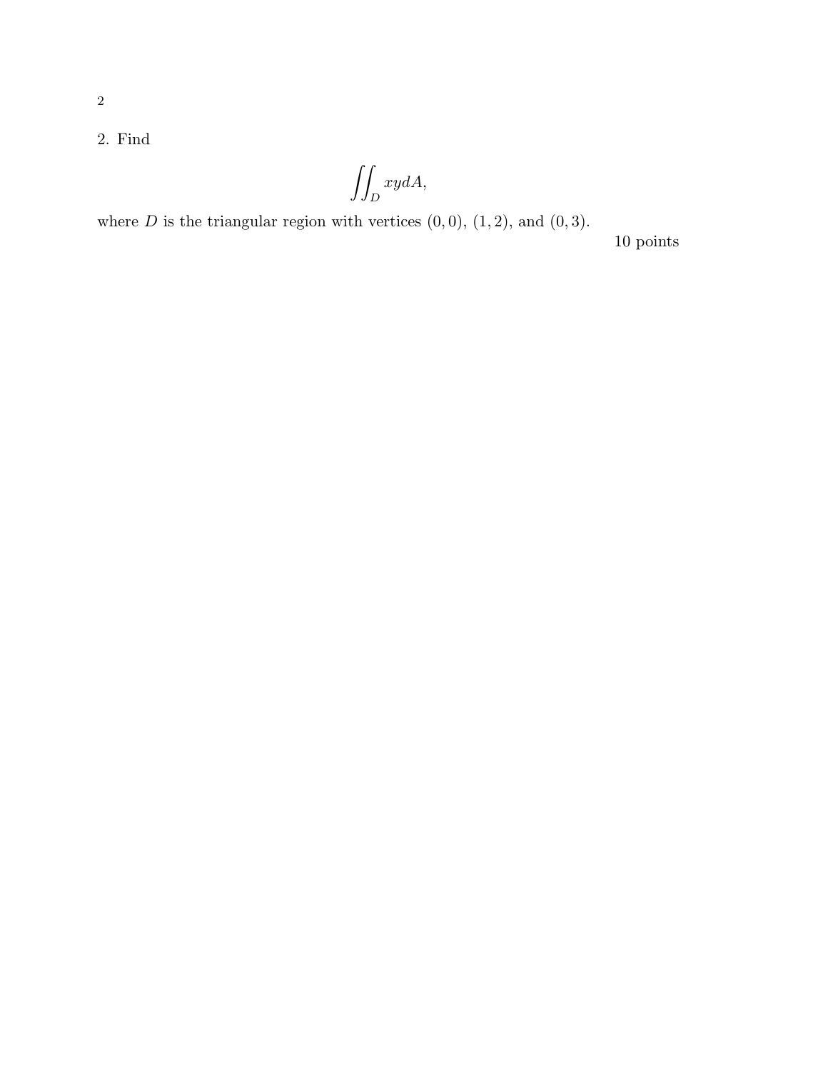2. Find

$$\iint_D xy dA,$$

where $D$ is the triangular region with vertices $(0,0)$, $(1,2)$, and $(0,3)$.

10 points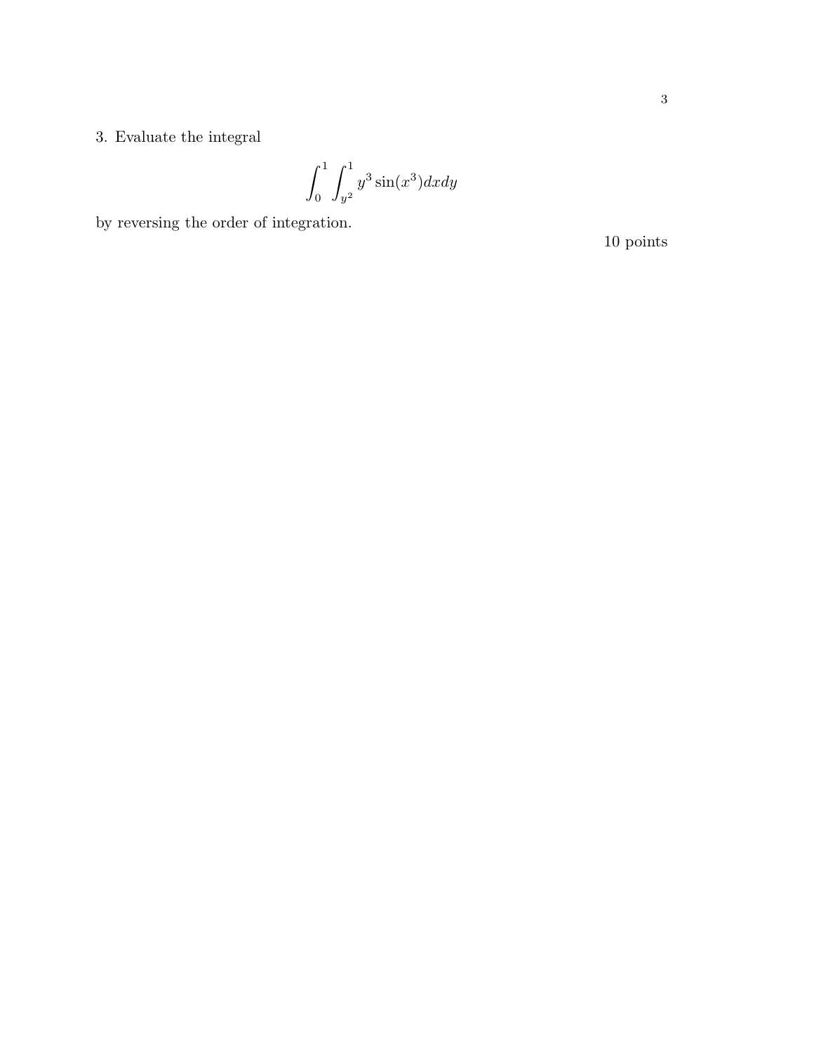3. Evaluate the integral

$$\int_0^1 \int_{y^2}^1 y^3 \sin(x^3) dx dy$$

by reversing the order of integration.

10 points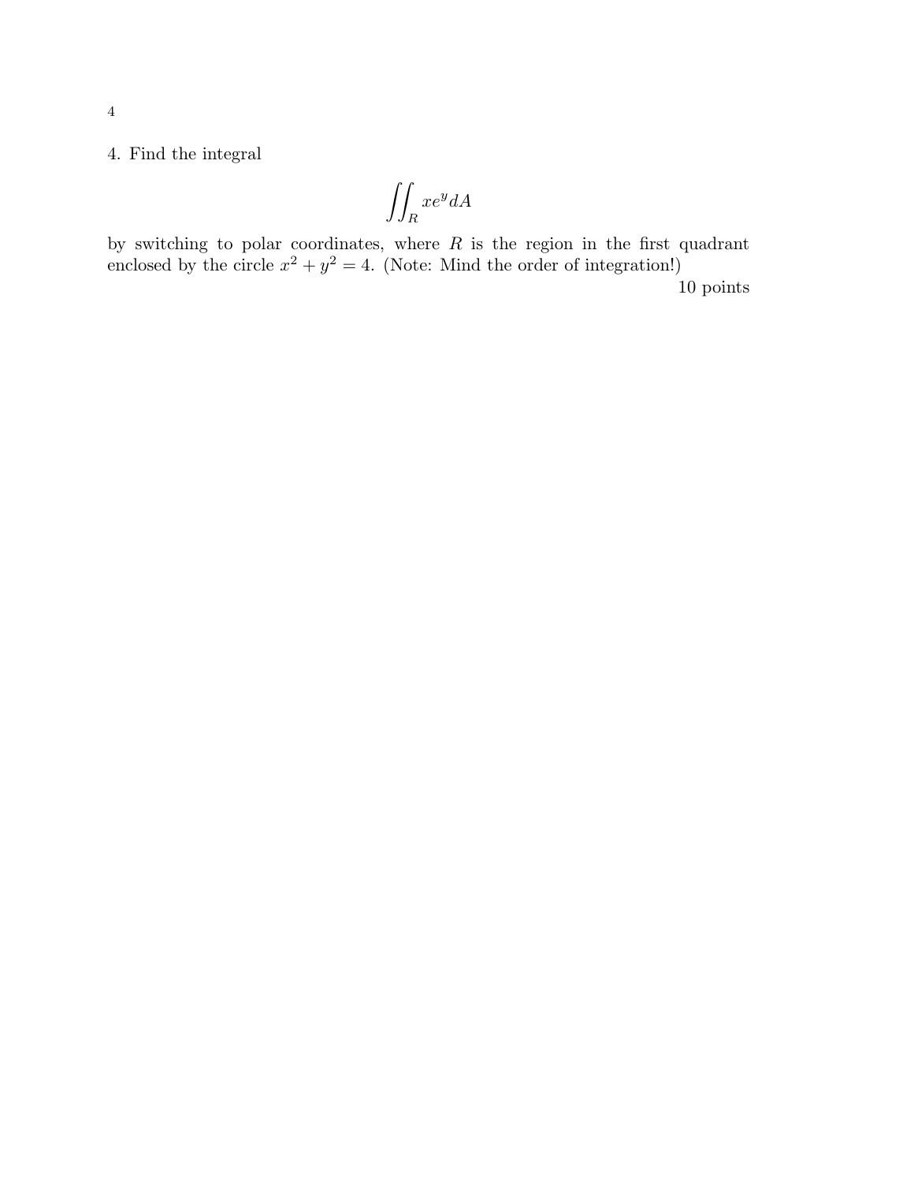4. Find the integral

$$\iint_R xe^y dA$$

by switching to polar coordinates, where $R$ is the region in the first quadrant enclosed by the circle $x^2 + y^2 = 4$. (Note: Mind the order of integration!)

10 points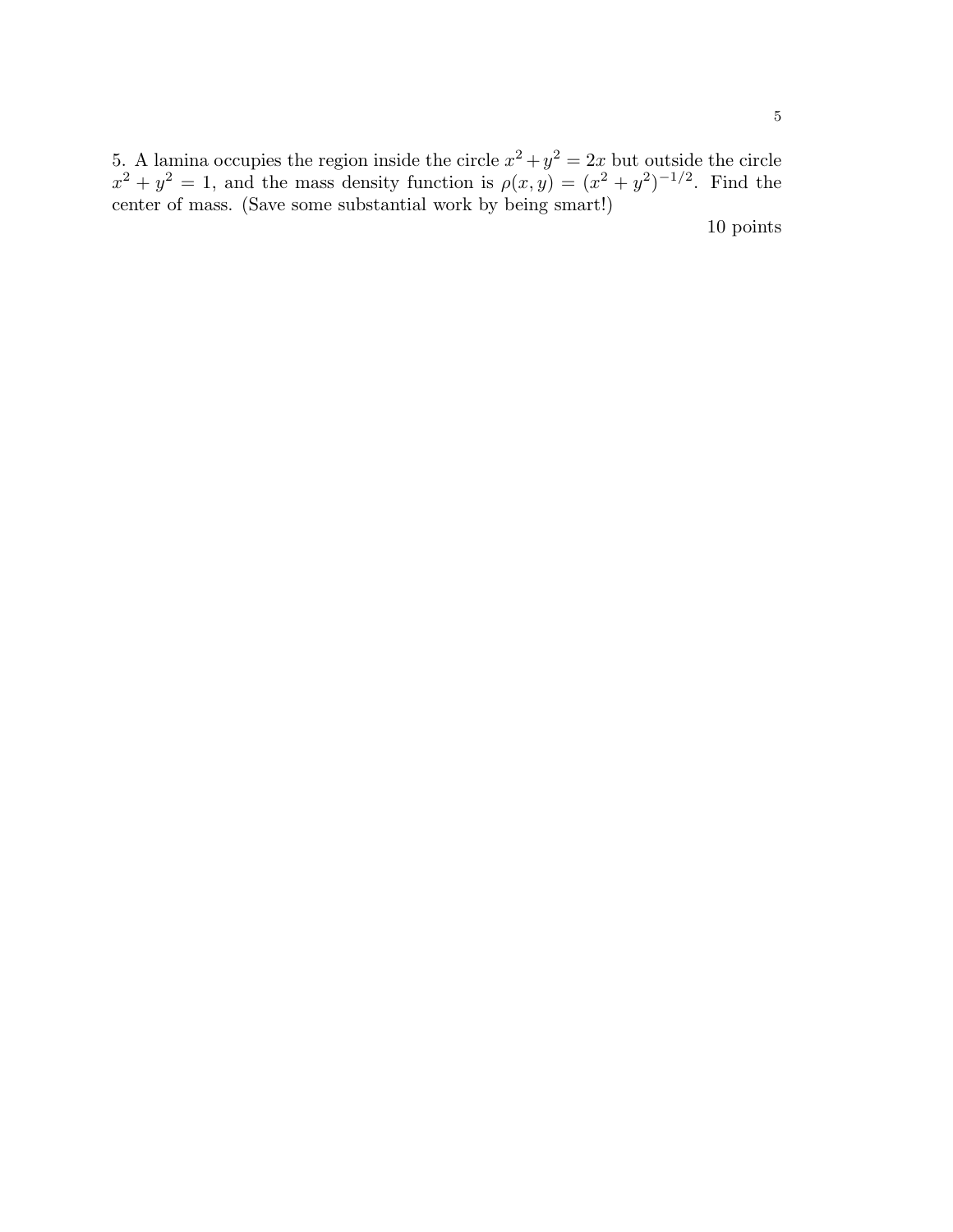5. A lamina occupies the region inside the circle $x^2 + y^2 = 2x$ but outside the circle $x^2 + y^2 = 1$, and the mass density function is $\rho(x, y) = (x^2 + y^2)^{-1/2}$. Find the center of mass. (Save some substantial work by being smart!)

10 points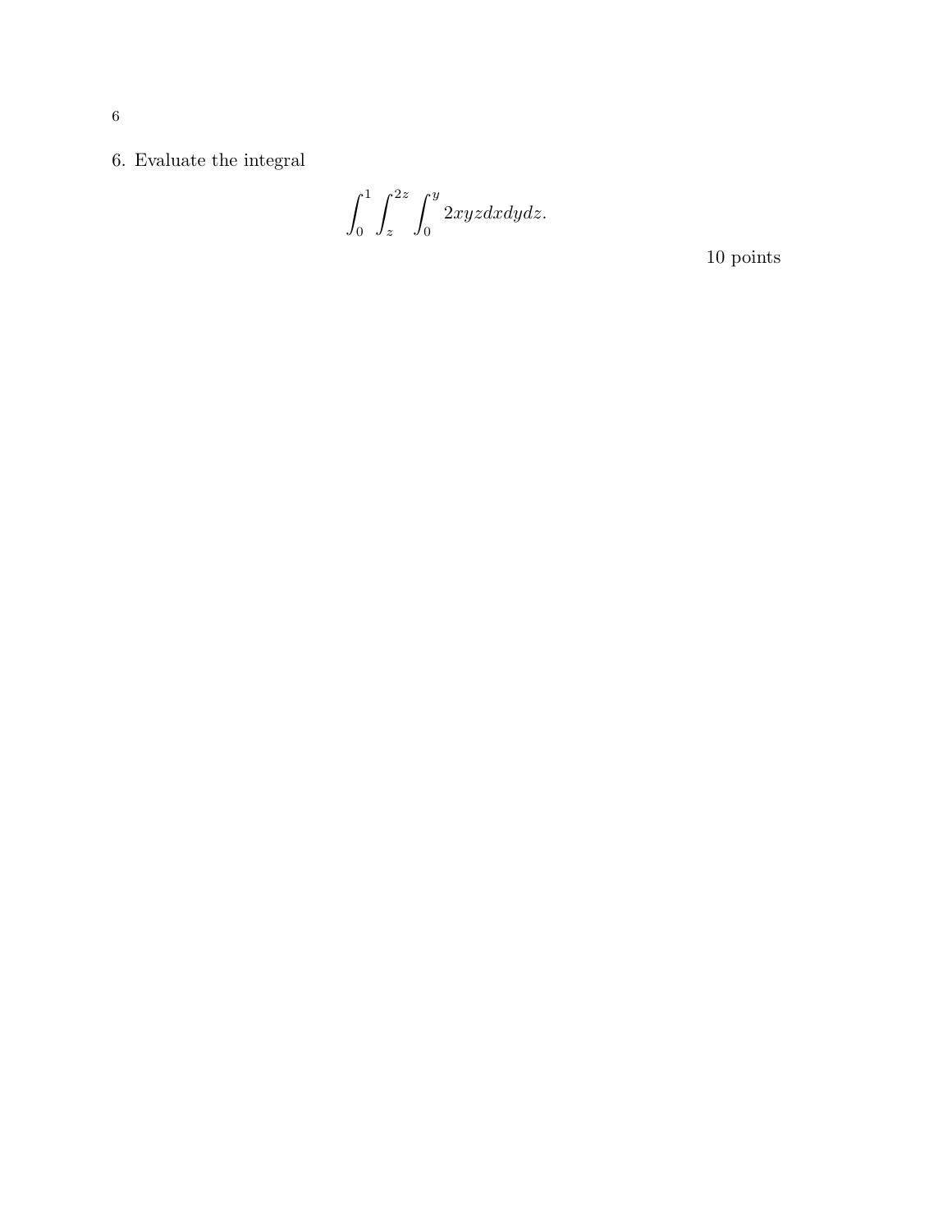6. Evaluate the integral

$$\int_0^1 \int_z^{2z} \int_0^y 2xyz dx dy dz.$$

10 points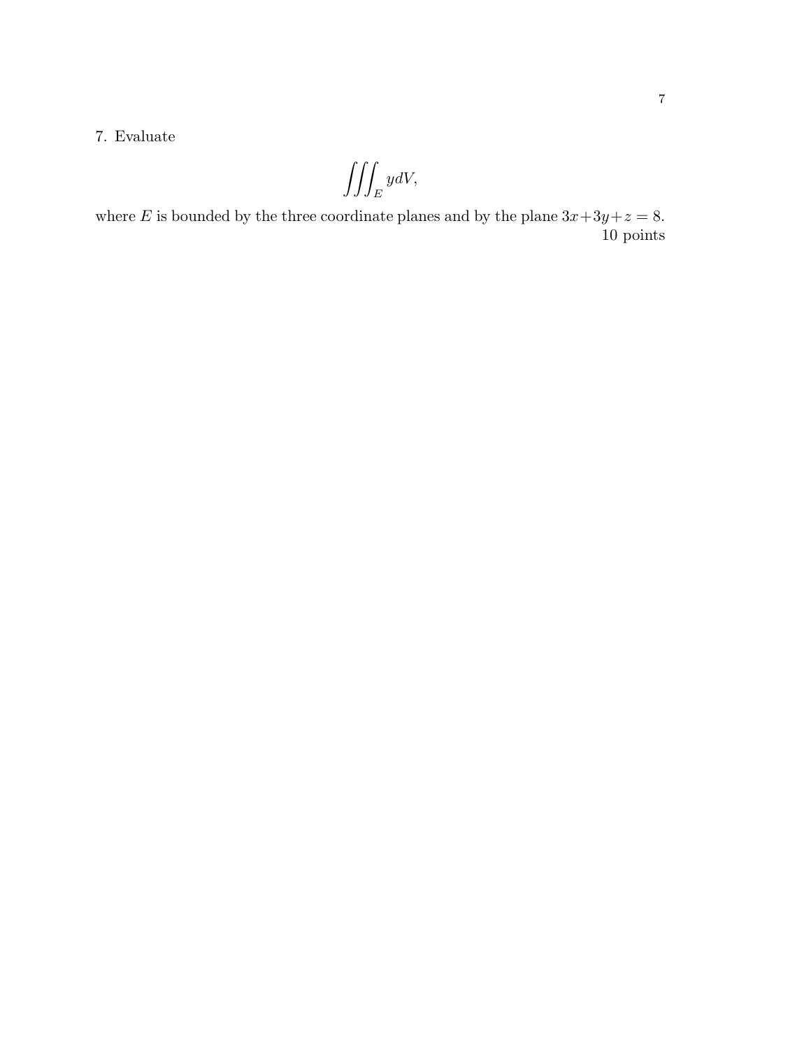7. Evaluate

$$\iiint_E y dV,$$

where $E$ is bounded by the three coordinate planes and by the plane $3x+3y+z=8$.

10 points